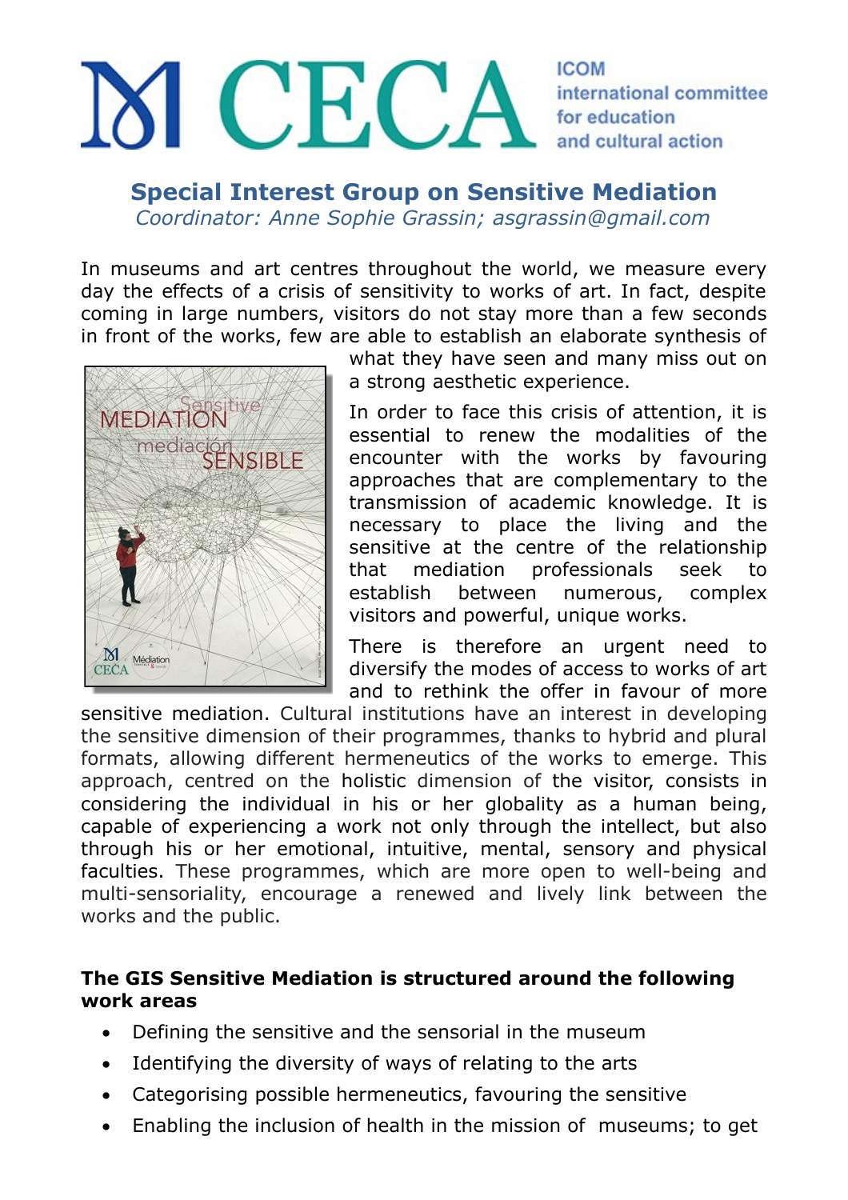# CECA

ICOM international committee for education and cultural action

## Special Interest Group on Sensitive Mediation

*Coordinator: Anne Sophie Grassin; asgrassin@gmail.com*

In museums and art centres throughout the world, we measure every day the effects of a crisis of sensitivity to works of art. In fact, despite coming in large numbers, visitors do not stay more than a few seconds in front of the works, few are able to establish an elaborate synthesis of what they have seen and many miss out on a strong aesthetic experience.

In order to face this crisis of attention, it is essential to renew the modalities of the encounter with the works by favouring approaches that are complementary to the transmission of academic knowledge. It is necessary to place the living and the sensitive at the centre of the relationship that mediation professionals seek to establish between numerous, complex visitors and powerful, unique works.

There is therefore an urgent need to diversify the modes of access to works of art and to rethink the offer in favour of more sensitive mediation. Cultural institutions have an interest in developing the sensitive dimension of their programmes, thanks to hybrid and plural formats, allowing different hermeneutics of the works to emerge. This approach, centred on the holistic dimension of the visitor, consists in considering the individual in his or her globality as a human being, capable of experiencing a work not only through the intellect, but also through his or her emotional, intuitive, mental, sensory and physical faculties. These programmes, which are more open to well-being and multi-sensoriality, encourage a renewed and lively link between the works and the public.

**The GIS Sensitive Mediation is structured around the following work areas**

- Defining the sensitive and the sensorial in the museum
- Identifying the diversity of ways of relating to the arts
- Categorising possible hermeneutics, favouring the sensitive
- Enabling the inclusion of health in the mission of museums; to get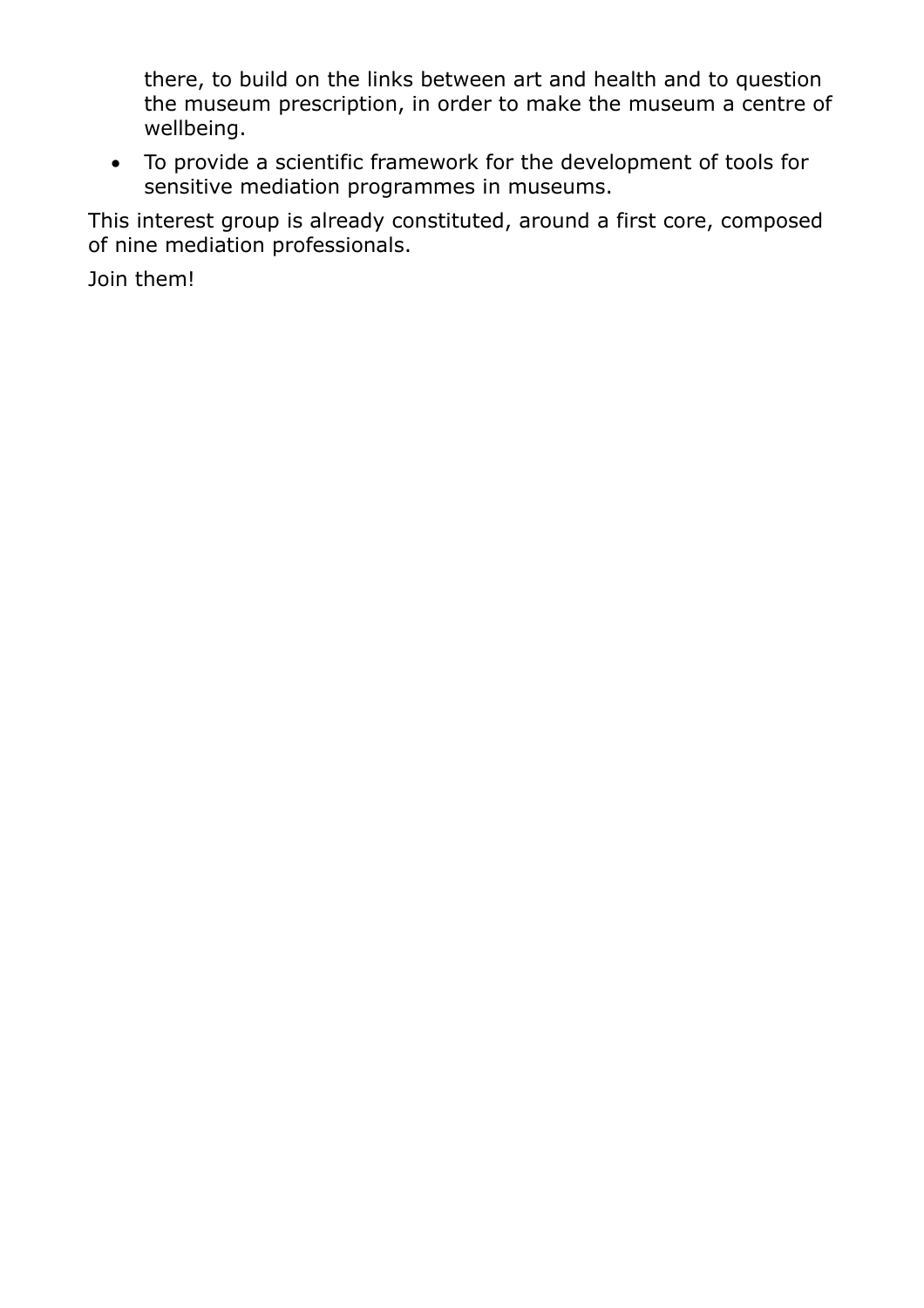there, to build on the links between art and health and to question the museum prescription, in order to make the museum a centre of wellbeing.

- To provide a scientific framework for the development of tools for sensitive mediation programmes in museums.

This interest group is already constituted, around a first core, composed of nine mediation professionals.

Join them!